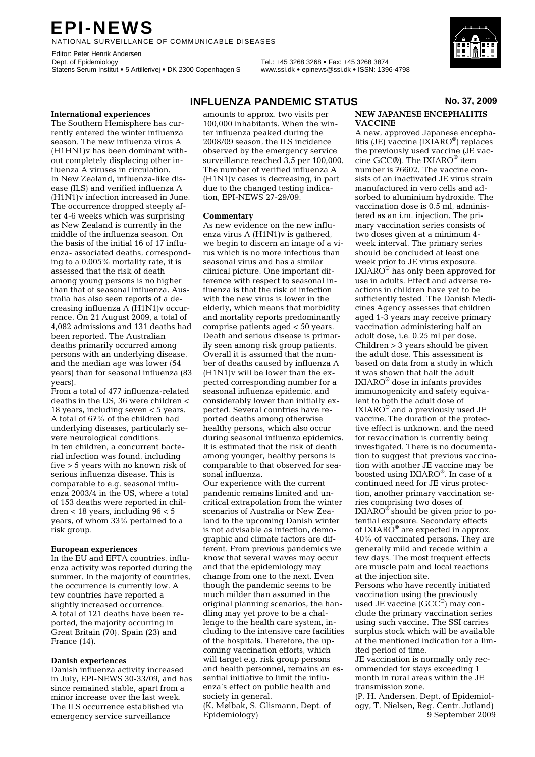# EPI-NEWS

NATIONAL SURVEILLANCE OF COMMUNICABLE DISEASES

Editor: Peter Henrik Andersen
Dept. of Epidemiology
Statens Serum Institut • 5 Artillerivej • DK 2300 Copenhagen S

Tel.: +45 3268 3268 • Fax: +45 3268 3874
www.ssi.dk • epinews@ssi.dk • ISSN: 1396-4798

## INFLUENZA PANDEMIC STATUS

**No. 37, 2009**

**International experiences**

The Southern Hemisphere has currently entered the winter influenza season. The new influenza virus A (H1HN1)v has been dominant without completely displacing other influenza A viruses in circulation.

In New Zealand, influenza-like disease (ILS) and verified influenza A (H1N1)v infection increased in June. The occurrence dropped steeply after 4-6 weeks which was surprising as New Zealand is currently in the middle of the influenza season. On the basis of the initial 16 of 17 influenza- associated deaths, corresponding to a 0.005% mortality rate, it is assessed that the risk of death among young persons is no higher than that of seasonal influenza. Australia has also seen reports of a decreasing influenza A (H1N1)v occurrence. On 21 August 2009, a total of 4,082 admissions and 131 deaths had been reported. The Australian deaths primarily occurred among persons with an underlying disease, and the median age was lower (54 years) than for seasonal influenza (83 years).

From a total of 477 influenza-related deaths in the US, 36 were children < 18 years, including seven < 5 years. A total of 67% of the children had underlying diseases, particularly severe neurological conditions.

In ten children, a concurrent bacterial infection was found, including five ≥ 5 years with no known risk of serious influenza disease. This is comparable to e.g. seasonal influenza 2003/4 in the US, where a total of 153 deaths were reported in children < 18 years, including 96 < 5 years, of whom 33% pertained to a risk group.

**European experiences**

In the EU and EFTA countries, influenza activity was reported during the summer. In the majority of countries, the occurrence is currently low. A few countries have reported a slightly increased occurrence.

A total of 121 deaths have been reported, the majority occurring in Great Britain (70), Spain (23) and France (14).

**Danish experiences**

Danish influenza activity increased in July, EPI-NEWS 30-33/09, and has since remained stable, apart from a minor increase over the last week. The ILS occurrence established via emergency service surveillance amounts to approx. two visits per 100,000 inhabitants. When the winter influenza peaked during the 2008/09 season, the ILS incidence observed by the emergency service surveillance reached 3.5 per 100,000. The number of verified influenza A (H1N1)v cases is decreasing, in part due to the changed testing indication, EPI-NEWS 27-29/09.

**Commentary**

As new evidence on the new influenza virus A (H1N1)v is gathered, we begin to discern an image of a virus which is no more infectious than seasonal virus and has a similar clinical picture. One important difference with respect to seasonal influenza is that the risk of infection with the new virus is lower in the elderly, which means that morbidity and mortality reports predominantly comprise patients aged < 50 years. Death and serious disease is primarily seen among risk group patients. Overall it is assumed that the number of deaths caused by influenza A (H1N1)v will be lower than the expected corresponding number for a seasonal influenza epidemic, and considerably lower than initially expected. Several countries have reported deaths among otherwise healthy persons, which also occur during seasonal influenza epidemics. It is estimated that the risk of death among younger, healthy persons is comparable to that observed for seasonal influenza.

Our experience with the current pandemic remains limited and uncritical extrapolation from the winter scenarios of Australia or New Zealand to the upcoming Danish winter is not advisable as infection, demographic and climate factors are different. From previous pandemics we know that several waves may occur and that the epidemiology may change from one to the next. Even though the pandemic seems to be much milder than assumed in the original planning scenarios, the handling may yet prove to be a challenge to the health care system, including to the intensive care facilities of the hospitals. Therefore, the upcoming vaccination efforts, which will target e.g. risk group persons and health personnel, remains an essential initiative to limit the influenza's effect on public health and society in general.

(K. Mølbak, S. Glismann, Dept. of Epidemiology)

## NEW JAPANESE ENCEPHALITIS VACCINE

A new, approved Japanese encephalitis (JE) vaccine (IXIARO®) replaces the previously used vaccine (JE vaccine GCC®). The IXIARO® item number is 76602. The vaccine consists of an inactivated JE virus strain manufactured in vero cells and adsorbed to aluminium hydroxide. The vaccination dose is 0.5 ml, administered as an i.m. injection. The primary vaccination series consists of two doses given at a minimum 4-week interval. The primary series should be concluded at least one week prior to JE virus exposure.

IXIARO® has only been approved for use in adults. Effect and adverse reactions in children have yet to be sufficiently tested. The Danish Medicines Agency assesses that children aged 1-3 years may receive primary vaccination administering half an adult dose, i.e. 0.25 ml per dose. Children ≥ 3 years should be given the adult dose. This assessment is based on data from a study in which it was shown that half the adult IXIARO® dose in infants provides immunogenicity and safety equivalent to both the adult dose of IXIARO® and a previously used JE vaccine. The duration of the protective effect is unknown, and the need for revaccination is currently being investigated. There is no documentation to suggest that previous vaccination with another JE vaccine may be boosted using IXIARO®. In case of a continued need for JE virus protection, another primary vaccination series comprising two doses of IXIARO® should be given prior to potential exposure. Secondary effects of IXIARO® are expected in approx. 40% of vaccinated persons. They are generally mild and recede within a few days. The most frequent effects are muscle pain and local reactions at the injection site.

Persons who have recently initiated vaccination using the previously used JE vaccine (GCC®) may conclude the primary vaccination series using such vaccine. The SSI carries surplus stock which will be available at the mentioned indication for a limited period of time.

JE vaccination is normally only recommended for stays exceeding 1 month in rural areas within the JE transmission zone.

(P. H. Andersen, Dept. of Epidemiology, T. Nielsen, Reg. Centr. Jutland)

9 September 2009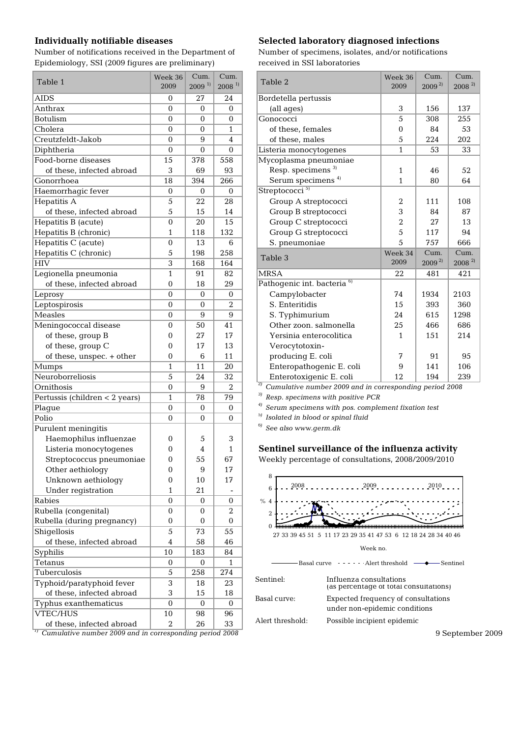### Individually notifiable diseases

Number of notifications received in the Department of Epidemiology, SSI (2009 figures are preliminary)

| Table 1 | Week 36 2009 | Cum. 2009 [1)] | Cum. 2008 [1)] |
|---|---|---|---|
| AIDS | 0 | 27 | 24 |
| Anthrax | 0 | 0 | 0 |
| Botulism | 0 | 0 | 0 |
| Cholera | 0 | 0 | 1 |
| Creutzfeldt-Jakob | 0 | 9 | 4 |
| Diphtheria | 0 | 0 | 0 |
| Food-borne diseases | 15 | 378 | 558 |
| of these, infected abroad | 3 | 69 | 93 |
| Gonorrhoea | 18 | 394 | 266 |
| Haemorrhagic fever | 0 | 0 | 0 |
| Hepatitis A | 5 | 22 | 28 |
| of these, infected abroad | 5 | 15 | 14 |
| Hepatitis B (acute) | 0 | 20 | 15 |
| Hepatitis B (chronic) | 1 | 118 | 132 |
| Hepatitis C (acute) | 0 | 13 | 6 |
| Hepatitis C (chronic) | 5 | 198 | 258 |
| HIV | 3 | 168 | 164 |
| Legionella pneumonia | 1 | 91 | 82 |
| of these, infected abroad | 0 | 18 | 29 |
| Leprosy | 0 | 0 | 0 |
| Leptospirosis | 0 | 0 | 2 |
| Measles | 0 | 9 | 9 |
| Meningococcal disease | 0 | 50 | 41 |
| of these, group B | 0 | 27 | 17 |
| of these, group C | 0 | 17 | 13 |
| of these, unspec. + other | 0 | 6 | 11 |
| Mumps | 1 | 11 | 20 |
| Neuroborreliosis | 5 | 24 | 32 |
| Ornithosis | 0 | 9 | 2 |
| Pertussis (children < 2 years) | 1 | 78 | 79 |
| Plague | 0 | 0 | 0 |
| Polio | 0 | 0 | 0 |
| Purulent meningitis | | | |
| Haemophilus influenzae | 0 | 5 | 3 |
| Listeria monocytogenes | 0 | 4 | 1 |
| Streptococcus pneumoniae | 0 | 55 | 67 |
| Other aethiology | 0 | 9 | 17 |
| Unknown aethiology | 0 | 10 | 17 |
| Under registration | 1 | 21 | - |
| Rabies | 0 | 0 | 0 |
| Rubella (congenital) | 0 | 0 | 2 |
| Rubella (during pregnancy) | 0 | 0 | 0 |
| Shigellosis | 5 | 73 | 55 |
| of these, infected abroad | 4 | 58 | 46 |
| Syphilis | 10 | 183 | 84 |
| Tetanus | 0 | 0 | 1 |
| Tuberculosis | 5 | 258 | 274 |
| Typhoid/paratyphoid fever | 3 | 18 | 23 |
| of these, infected abroad | 3 | 15 | 18 |
| Typhus exanthematicus | 0 | 0 | 0 |
| VTEC/HUS | 10 | 98 | 96 |
| of these, infected abroad | 2 | 26 | 33 |

*1) Cumulative number 2009 and in corresponding period 2008*

### Selected laboratory diagnosed infections

Number of specimens, isolates, and/or notifications received in SSI laboratories

| Table 2 | Week 36 2009 | Cum. 2009 [2)] | Cum. 2008 [2)] |
|---|---|---|---|
| Bordetella pertussis | | | |
| (all ages) | 3 | 156 | 137 |
| Gonococci | 5 | 308 | 255 |
| of these, females | 0 | 84 | 53 |
| of these, males | 5 | 224 | 202 |
| Listeria monocytogenes | 1 | 53 | 33 |
| Mycoplasma pneumoniae | | | |
| Resp. specimens [3)] | 1 | 46 | 52 |
| Serum specimens [4)] | 1 | 80 | 64 |
| Streptococci [5)] | | | |
| Group A streptococci | 2 | 111 | 108 |
| Group B streptococci | 3 | 84 | 87 |
| Group C streptococci | 2 | 27 | 13 |
| Group G streptococci | 5 | 117 | 94 |
| S. pneumoniae | 5 | 757 | 666 |
| **Table 3** | **Week 34 2009** | **Cum. 2009 [2)]** | **Cum. 2008 [2)]** |
| MRSA | 22 | 481 | 421 |
| Pathogenic int. bacteria [6)] | | | |
| Campylobacter | 74 | 1934 | 2103 |
| S. Enteritidis | 15 | 393 | 360 |
| S. Typhimurium | 24 | 615 | 1298 |
| Other zoon. salmonella | 25 | 466 | 686 |
| Yersinia enterocolitica | 1 | 151 | 214 |
| Verocytotoxin- | | | |
| producing E. coli | 7 | 91 | 95 |
| Enteropathogenic E. coli | 9 | 141 | 106 |
| Enterotoxigenic E. coli | 12 | 194 | 239 |

*2) Cumulative number 2009 and in corresponding period 2008*

*3) Resp. specimens with positive PCR*

*4) Serum specimens with pos. complement fixation test*

*5) Isolated in blood or spinal fluid*

*6) See also www.germ.dk*

### Sentinel surveillance of the influenza activity

Weekly percentage of consultations, 2008/2009/2010

8
6
% 4
2
0
2008
2009
2010
27 33 39 45 51 5 11 17 23 29 35 41 47 53 6 12 18 24 28 34 40 46
Week no.
Basal curve · Alert threshold · Sentinel

Sentinel: Influenza consultations (as percentage of total consultations)

Basal curve: Expected frequency of consultations under non-epidemic conditions

Alert threshold: Possible incipient epidemic

9 September 2009